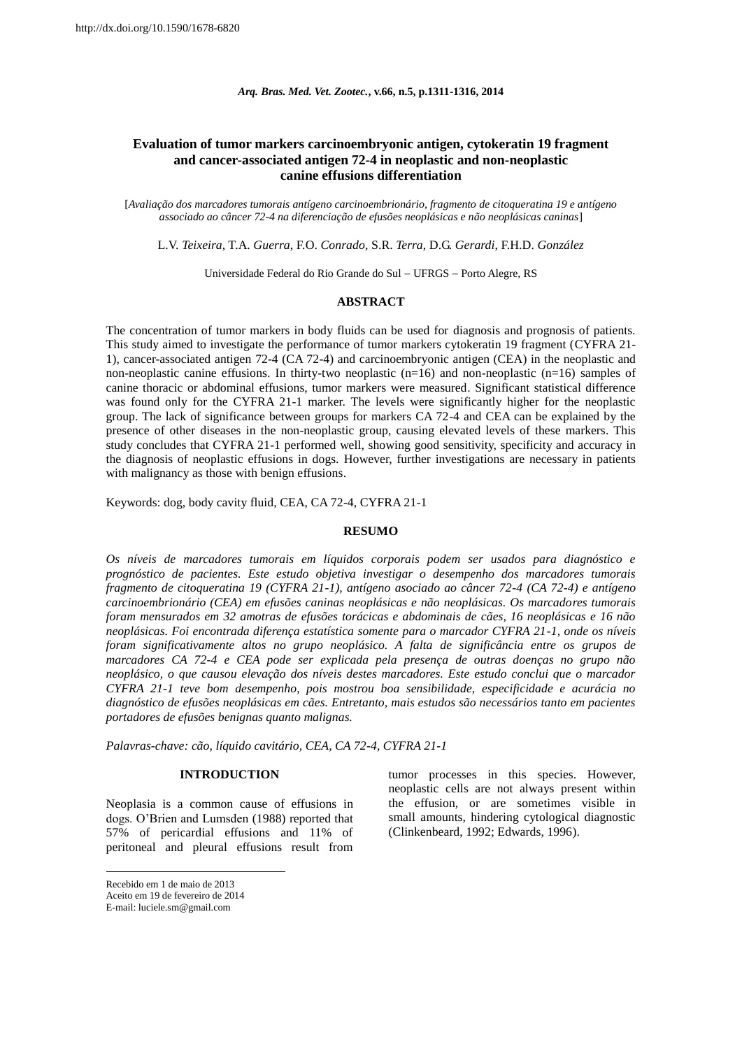http://dx.doi.org/10.1590/1678-6820

*Arq. Bras. Med. Vet. Zootec.*, v.66, n.5, p.1311-1316, 2014

# Evaluation of tumor markers carcinoembryonic antigen, cytokeratin 19 fragment and cancer-associated antigen 72-4 in neoplastic and non-neoplastic canine effusions differentiation

[*Avaliação dos marcadores tumorais antígeno carcinoembrionário, fragmento de citoqueratina 19 e antígeno associado ao câncer 72-4 na diferenciação de efusões neoplásicas e não neoplásicas caninas*]

L.V. *Teixeira*, T.A. *Guerra*, F.O. *Conrado*, S.R. *Terra*, D.G. *Gerardi*, F.H.D. *González*

Universidade Federal do Rio Grande do Sul – UFRGS – Porto Alegre, RS

## ABSTRACT

The concentration of tumor markers in body fluids can be used for diagnosis and prognosis of patients. This study aimed to investigate the performance of tumor markers cytokeratin 19 fragment (CYFRA 21-1), cancer-associated antigen 72-4 (CA 72-4) and carcinoembryonic antigen (CEA) in the neoplastic and non-neoplastic canine effusions. In thirty-two neoplastic (n=16) and non-neoplastic (n=16) samples of canine thoracic or abdominal effusions, tumor markers were measured. Significant statistical difference was found only for the CYFRA 21-1 marker. The levels were significantly higher for the neoplastic group. The lack of significance between groups for markers CA 72-4 and CEA can be explained by the presence of other diseases in the non-neoplastic group, causing elevated levels of these markers. This study concludes that CYFRA 21-1 performed well, showing good sensitivity, specificity and accuracy in the diagnosis of neoplastic effusions in dogs. However, further investigations are necessary in patients with malignancy as those with benign effusions.

Keywords: dog, body cavity fluid, CEA, CA 72-4, CYFRA 21-1

## RESUMO

*Os níveis de marcadores tumorais em líquidos corporais podem ser usados para diagnóstico e prognóstico de pacientes. Este estudo objetiva investigar o desempenho dos marcadores tumorais fragmento de citoqueratina 19 (CYFRA 21-1), antígeno asociado ao câncer 72-4 (CA 72-4) e antígeno carcinoembrionário (CEA) em efusões caninas neoplásicas e não neoplásicas. Os marcadores tumorais foram mensurados em 32 amotras de efusões torácicas e abdominais de cães, 16 neoplásicas e 16 não neoplásicas. Foi encontrada diferença estatística somente para o marcador CYFRA 21-1, onde os níveis foram significativamente altos no grupo neoplásico. A falta de significância entre os grupos de marcadores CA 72-4 e CEA pode ser explicada pela presença de outras doenças no grupo não neoplásico, o que causou elevação dos níveis destes marcadores. Este estudo conclui que o marcador CYFRA 21-1 teve bom desempenho, pois mostrou boa sensibilidade, especificidade e acurácia no diagnóstico de efusões neoplásicas em cães. Entretanto, mais estudos são necessários tanto em pacientes portadores de efusões benignas quanto malignas.*

*Palavras-chave: cão, líquido cavitário, CEA, CA 72-4, CYFRA 21-1*

## INTRODUCTION

Neoplasia is a common cause of effusions in dogs. O'Brien and Lumsden (1988) reported that 57% of pericardial effusions and 11% of peritoneal and pleural effusions result from tumor processes in this species. However, neoplastic cells are not always present within the effusion, or are sometimes visible in small amounts, hindering cytological diagnostic (Clinkenbeard, 1992; Edwards, 1996).

Recebido em 1 de maio de 2013
Aceito em 19 de fevereiro de 2014
E-mail: luciele.sm@gmail.com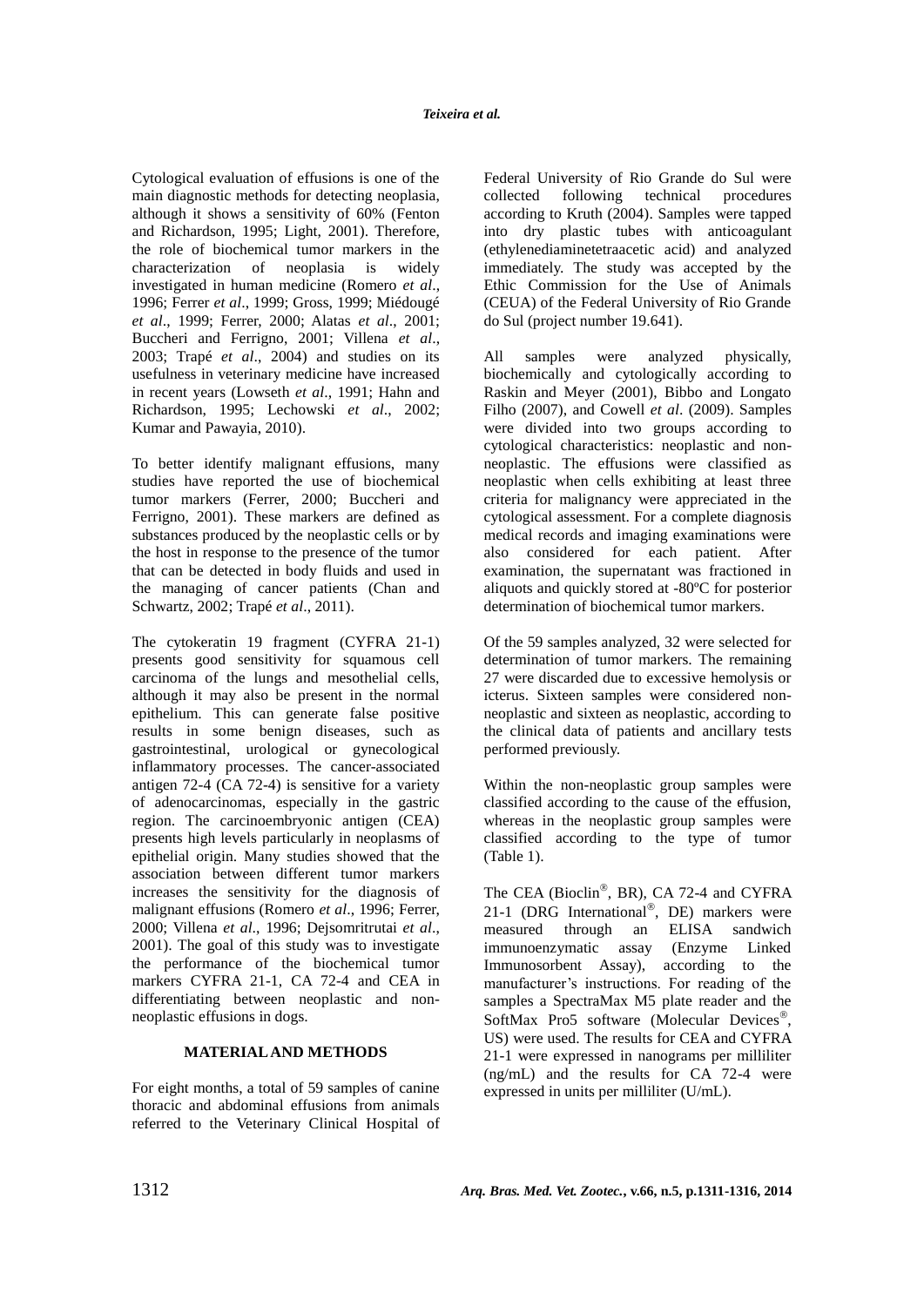Cytological evaluation of effusions is one of the main diagnostic methods for detecting neoplasia, although it shows a sensitivity of 60% (Fenton and Richardson, 1995; Light, 2001). Therefore, the role of biochemical tumor markers in the characterization of neoplasia is widely investigated in human medicine (Romero *et al*., 1996; Ferrer *et al*., 1999; Gross, 1999; Miédougé *et al*., 1999; Ferrer, 2000; Alatas *et al*., 2001; Buccheri and Ferrigno, 2001; Villena *et al*., 2003; Trapé *et al*., 2004) and studies on its usefulness in veterinary medicine have increased in recent years (Lowseth *et al*., 1991; Hahn and Richardson, 1995; Lechowski *et al*., 2002; Kumar and Pawayia, 2010).

To better identify malignant effusions, many studies have reported the use of biochemical tumor markers (Ferrer, 2000; Buccheri and Ferrigno, 2001). These markers are defined as substances produced by the neoplastic cells or by the host in response to the presence of the tumor that can be detected in body fluids and used in the managing of cancer patients (Chan and Schwartz, 2002; Trapé *et al*., 2011).

The cytokeratin 19 fragment (CYFRA 21-1) presents good sensitivity for squamous cell carcinoma of the lungs and mesothelial cells, although it may also be present in the normal epithelium. This can generate false positive results in some benign diseases, such as gastrointestinal, urological or gynecological inflammatory processes. The cancer-associated antigen 72-4 (CA 72-4) is sensitive for a variety of adenocarcinomas, especially in the gastric region. The carcinoembryonic antigen (CEA) presents high levels particularly in neoplasms of epithelial origin. Many studies showed that the association between different tumor markers increases the sensitivity for the diagnosis of malignant effusions (Romero *et al*., 1996; Ferrer, 2000; Villena *et al*., 1996; Dejsomritrutai *et al*., 2001). The goal of this study was to investigate the performance of the biochemical tumor markers CYFRA 21-1, CA 72-4 and CEA in differentiating between neoplastic and non-neoplastic effusions in dogs.

## MATERIAL AND METHODS

For eight months, a total of 59 samples of canine thoracic and abdominal effusions from animals referred to the Veterinary Clinical Hospital of Federal University of Rio Grande do Sul were collected following technical procedures according to Kruth (2004). Samples were tapped into dry plastic tubes with anticoagulant (ethylenediaminetetraacetic acid) and analyzed immediately. The study was accepted by the Ethic Commission for the Use of Animals (CEUA) of the Federal University of Rio Grande do Sul (project number 19.641).

All samples were analyzed physically, biochemically and cytologically according to Raskin and Meyer (2001), Bibbo and Longato Filho (2007), and Cowell *et al*. (2009). Samples were divided into two groups according to cytological characteristics: neoplastic and non-neoplastic. The effusions were classified as neoplastic when cells exhibiting at least three criteria for malignancy were appreciated in the cytological assessment. For a complete diagnosis medical records and imaging examinations were also considered for each patient. After examination, the supernatant was fractioned in aliquots and quickly stored at -80ºC for posterior determination of biochemical tumor markers.

Of the 59 samples analyzed, 32 were selected for determination of tumor markers. The remaining 27 were discarded due to excessive hemolysis or icterus. Sixteen samples were considered non-neoplastic and sixteen as neoplastic, according to the clinical data of patients and ancillary tests performed previously.

Within the non-neoplastic group samples were classified according to the cause of the effusion, whereas in the neoplastic group samples were classified according to the type of tumor (Table 1).

The CEA (Bioclin®, BR), CA 72-4 and CYFRA 21-1 (DRG International®, DE) markers were measured through an ELISA sandwich immunoenzymatic assay (Enzyme Linked Immunosorbent Assay), according to the manufacturer's instructions. For reading of the samples a SpectraMax M5 plate reader and the SoftMax Pro5 software (Molecular Devices®, US) were used. The results for CEA and CYFRA 21-1 were expressed in nanograms per milliliter (ng/mL) and the results for CA 72-4 were expressed in units per milliliter (U/mL).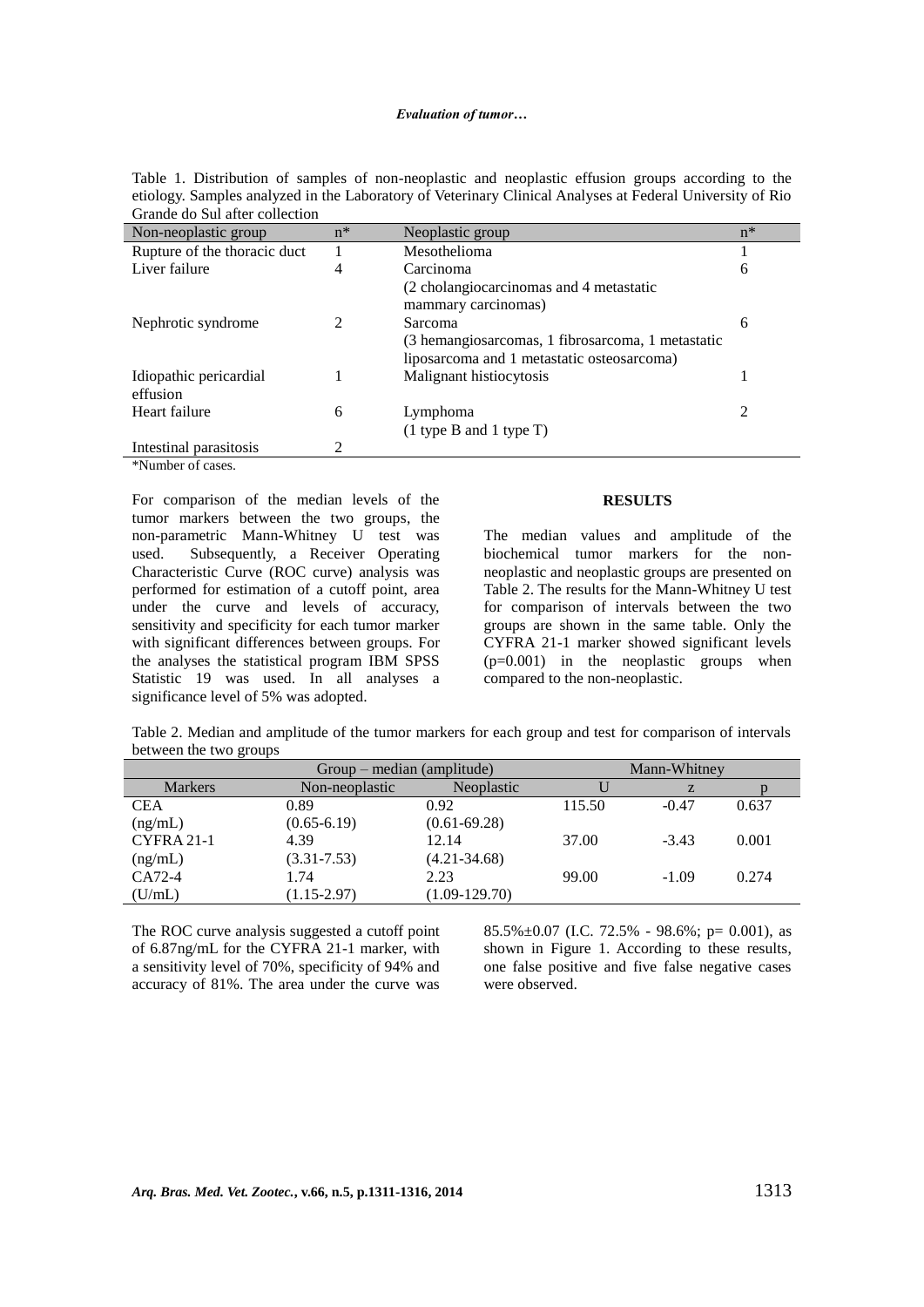Table 1. Distribution of samples of non-neoplastic and neoplastic effusion groups according to the etiology. Samples analyzed in the Laboratory of Veterinary Clinical Analyses at Federal University of Rio Grande do Sul after collection

| Non-neoplastic group | n* | Neoplastic group | n* |
|---|---|---|---|
| Rupture of the thoracic duct | 1 | Mesothelioma | 1 |
| Liver failure | 4 | Carcinoma (2 cholangiocarcinomas and 4 metastatic mammary carcinomas) | 6 |
| Nephrotic syndrome | 2 | Sarcoma (3 hemangiosarcomas, 1 fibrosarcoma, 1 metastatic liposarcoma and 1 metastatic osteosarcoma) | 6 |
| Idiopathic pericardial effusion | 1 | Malignant histiocytosis | 1 |
| Heart failure | 6 | Lymphoma (1 type B and 1 type T) | 2 |
| Intestinal parasitosis | 2 | | |

*Number of cases.

For comparison of the median levels of the tumor markers between the two groups, the non-parametric Mann-Whitney U test was used. Subsequently, a Receiver Operating Characteristic Curve (ROC curve) analysis was performed for estimation of a cutoff point, area under the curve and levels of accuracy, sensitivity and specificity for each tumor marker with significant differences between groups. For the analyses the statistical program IBM SPSS Statistic 19 was used. In all analyses a significance level of 5% was adopted.

## RESULTS

The median values and amplitude of the biochemical tumor markers for the non-neoplastic and neoplastic groups are presented on Table 2. The results for the Mann-Whitney U test for comparison of intervals between the two groups are shown in the same table. Only the CYFRA 21-1 marker showed significant levels (p=0.001) in the neoplastic groups when compared to the non-neoplastic.

Table 2. Median and amplitude of the tumor markers for each group and test for comparison of intervals between the two groups

| | Group – median (amplitude) | | Mann-Whitney | | |
|---|---|---|---|---|---|
| Markers | Non-neoplastic | Neoplastic | U | z | p |
| CEA (ng/mL) | 0.89 (0.65-6.19) | 0.92 (0.61-69.28) | 115.50 | -0.47 | 0.637 |
| CYFRA 21-1 (ng/mL) | 4.39 (3.31-7.53) | 12.14 (4.21-34.68) | 37.00 | -3.43 | 0.001 |
| CA72-4 (U/mL) | 1.74 (1.15-2.97) | 2.23 (1.09-129.70) | 99.00 | -1.09 | 0.274 |

The ROC curve analysis suggested a cutoff point of 6.87ng/mL for the CYFRA 21-1 marker, with a sensitivity level of 70%, specificity of 94% and accuracy of 81%. The area under the curve was 85.5%±0.07 (I.C. 72.5% - 98.6%; p= 0.001), as shown in Figure 1. According to these results, one false positive and five false negative cases were observed.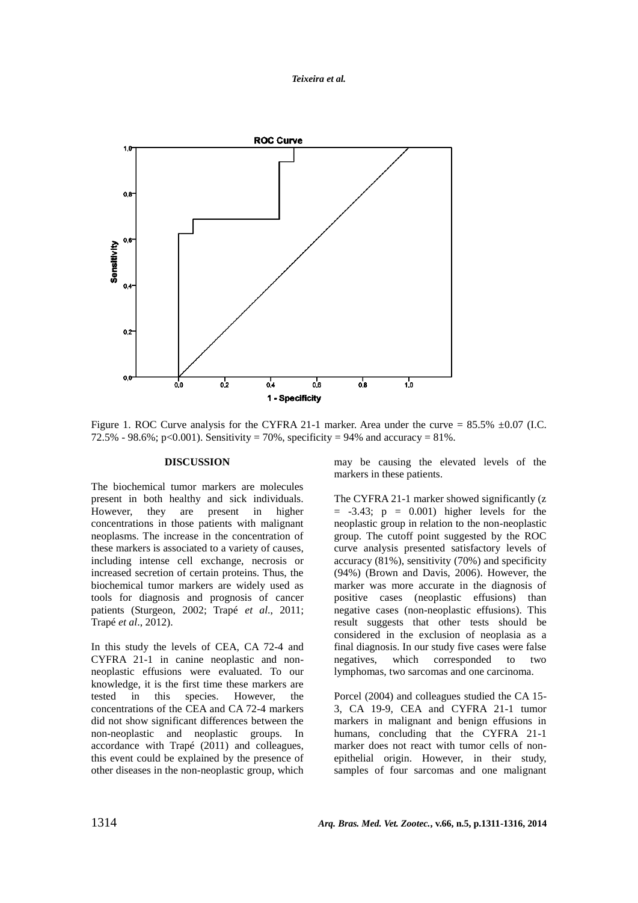Figure 1. ROC Curve analysis for the CYFRA 21-1 marker. Area under the curve = 85.5% ±0.07 (I.C. 72.5% - 98.6%; p<0.001). Sensitivity = 70%, specificity = 94% and accuracy = 81%.

## DISCUSSION

The biochemical tumor markers are molecules present in both healthy and sick individuals. However, they are present in higher concentrations in those patients with malignant neoplasms. The increase in the concentration of these markers is associated to a variety of causes, including intense cell exchange, necrosis or increased secretion of certain proteins. Thus, the biochemical tumor markers are widely used as tools for diagnosis and prognosis of cancer patients (Sturgeon, 2002; Trapé *et al*., 2011; Trapé *et al*., 2012).

In this study the levels of CEA, CA 72-4 and CYFRA 21-1 in canine neoplastic and non-neoplastic effusions were evaluated. To our knowledge, it is the first time these markers are tested in this species. However, the concentrations of the CEA and CA 72-4 markers did not show significant differences between the non-neoplastic and neoplastic groups. In accordance with Trapé (2011) and colleagues, this event could be explained by the presence of other diseases in the non-neoplastic group, which may be causing the elevated levels of the markers in these patients.

The CYFRA 21-1 marker showed significantly ($z = -3.43$; $p = 0.001$) higher levels for the neoplastic group in relation to the non-neoplastic group. The cutoff point suggested by the ROC curve analysis presented satisfactory levels of accuracy (81%), sensitivity (70%) and specificity (94%) (Brown and Davis, 2006). However, the marker was more accurate in the diagnosis of positive cases (neoplastic effusions) than negative cases (non-neoplastic effusions). This result suggests that other tests should be considered in the exclusion of neoplasia as a final diagnosis. In our study five cases were false negatives, which corresponded to two lymphomas, two sarcomas and one carcinoma.

Porcel (2004) and colleagues studied the CA 15-3, CA 19-9, CEA and CYFRA 21-1 tumor markers in malignant and benign effusions in humans, concluding that the CYFRA 21-1 marker does not react with tumor cells of non-epithelial origin. However, in their study, samples of four sarcomas and one malignant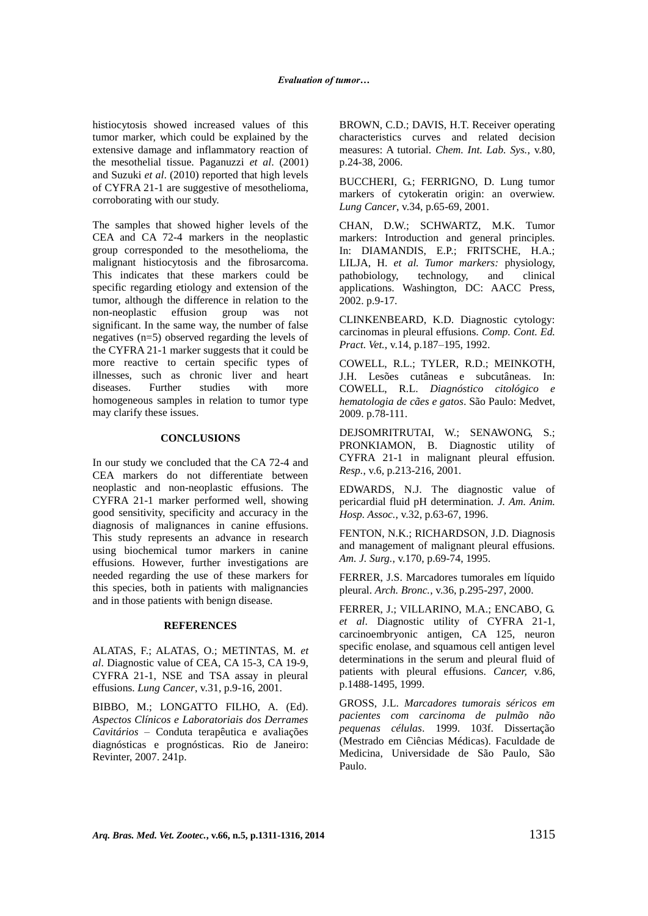histiocytosis showed increased values of this tumor marker, which could be explained by the extensive damage and inflammatory reaction of the mesothelial tissue. Paganuzzi *et al*. (2001) and Suzuki *et al*. (2010) reported that high levels of CYFRA 21-1 are suggestive of mesothelioma, corroborating with our study.

The samples that showed higher levels of the CEA and CA 72-4 markers in the neoplastic group corresponded to the mesothelioma, the malignant histiocytosis and the fibrosarcoma. This indicates that these markers could be specific regarding etiology and extension of the tumor, although the difference in relation to the non-neoplastic effusion group was not significant. In the same way, the number of false negatives (n=5) observed regarding the levels of the CYFRA 21-1 marker suggests that it could be more reactive to certain specific types of illnesses, such as chronic liver and heart diseases. Further studies with more homogeneous samples in relation to tumor type may clarify these issues.

## CONCLUSIONS

In our study we concluded that the CA 72-4 and CEA markers do not differentiate between neoplastic and non-neoplastic effusions. The CYFRA 21-1 marker performed well, showing good sensitivity, specificity and accuracy in the diagnosis of malignances in canine effusions. This study represents an advance in research using biochemical tumor markers in canine effusions. However, further investigations are needed regarding the use of these markers for this species, both in patients with malignancies and in those patients with benign disease.

## REFERENCES

ALATAS, F.; ALATAS, O.; METINTAS, M. *et al*. Diagnostic value of CEA, CA 15-3, CA 19-9, CYFRA 21-1, NSE and TSA assay in pleural effusions. *Lung Cancer*, v.31, p.9-16, 2001.

BIBBO, M.; LONGATTO FILHO, A. (Ed). *Aspectos Clínicos e Laboratoriais dos Derrames Cavitários* – Conduta terapêutica e avaliações diagnósticas e prognósticas. Rio de Janeiro: Revinter, 2007. 241p.

BROWN, C.D.; DAVIS, H.T. Receiver operating characteristics curves and related decision measures: A tutorial. *Chem. Int. Lab. Sys.*, v.80, p.24-38, 2006.

BUCCHERI, G.; FERRIGNO, D. Lung tumor markers of cytokeratin origin: an overwiew. *Lung Cancer*, v.34, p.65-69, 2001.

CHAN, D.W.; SCHWARTZ, M.K. Tumor markers: Introduction and general principles. In: DIAMANDIS, E.P.; FRITSCHE, H.A.; LILJA, H. *et al. Tumor markers:* physiology, pathobiology, technology, and clinical applications. Washington, DC: AACC Press, 2002. p.9-17.

CLINKENBEARD, K.D. Diagnostic cytology: carcinomas in pleural effusions. *Comp. Cont. Ed. Pract. Vet.*, v.14, p.187–195, 1992.

COWELL, R.L.; TYLER, R.D.; MEINKOTH, J.H. Lesões cutâneas e subcutâneas. In: COWELL, R.L. *Diagnóstico citológico e hematologia de cães e gatos*. São Paulo: Medvet, 2009. p.78-111.

DEJSOMRITRUTAI, W.; SENAWONG, S.; PRONKIAMON, B. Diagnostic utility of CYFRA 21-1 in malignant pleural effusion. *Resp.*, v.6, p.213-216, 2001.

EDWARDS, N.J. The diagnostic value of pericardial fluid pH determination. *J. Am. Anim. Hosp. Assoc.*, v.32, p.63-67, 1996.

FENTON, N.K.; RICHARDSON, J.D. Diagnosis and management of malignant pleural effusions. *Am. J. Surg.*, v.170, p.69-74, 1995.

FERRER, J.S. Marcadores tumorales em líquido pleural. *Arch. Bronc.*, v.36, p.295-297, 2000.

FERRER, J.; VILLARINO, M.A.; ENCABO, G. *et al*. Diagnostic utility of CYFRA 21-1, carcinoembryonic antigen, CA 125, neuron specific enolase, and squamous cell antigen level determinations in the serum and pleural fluid of patients with pleural effusions. *Cancer,* v.86, p.1488-1495, 1999.

GROSS, J.L. *Marcadores tumorais séricos em pacientes com carcinoma de pulmão não pequenas células*. 1999. 103f. Dissertação (Mestrado em Ciências Médicas). Faculdade de Medicina, Universidade de São Paulo, São Paulo.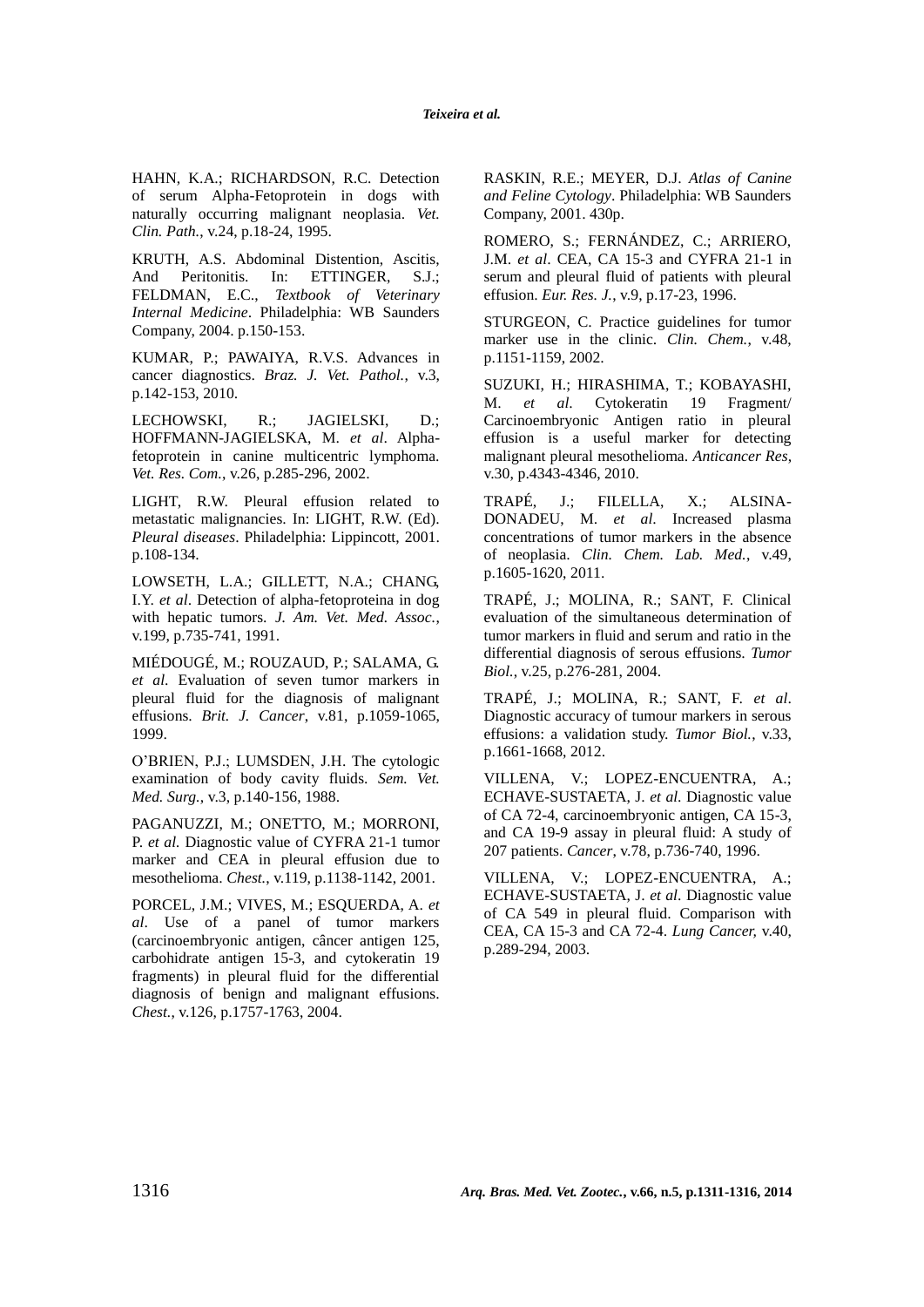HAHN, K.A.; RICHARDSON, R.C. Detection of serum Alpha-Fetoprotein in dogs with naturally occurring malignant neoplasia. *Vet. Clin. Path.*, v.24, p.18-24, 1995.

KRUTH, A.S. Abdominal Distention, Ascitis, And Peritonitis. In: ETTINGER, S.J.; FELDMAN, E.C., *Textbook of Veterinary Internal Medicine*. Philadelphia: WB Saunders Company, 2004. p.150-153.

KUMAR, P.; PAWAIYA, R.V.S. Advances in cancer diagnostics. *Braz. J. Vet. Pathol.*, v.3, p.142-153, 2010.

LECHOWSKI, R.; JAGIELSKI, D.; HOFFMANN-JAGIELSKA, M. *et al*. Alpha-fetoprotein in canine multicentric lymphoma. *Vet. Res. Com.*, v.26, p.285-296, 2002.

LIGHT, R.W. Pleural effusion related to metastatic malignancies. In: LIGHT, R.W. (Ed). *Pleural diseases*. Philadelphia: Lippincott, 2001. p.108-134.

LOWSETH, L.A.; GILLETT, N.A.; CHANG, I.Y. *et al*. Detection of alpha-fetoproteina in dog with hepatic tumors. *J. Am. Vet. Med. Assoc.*, v.199, p.735-741, 1991.

MIÉDOUGÉ, M.; ROUZAUD, P.; SALAMA, G. *et al*. Evaluation of seven tumor markers in pleural fluid for the diagnosis of malignant effusions. *Brit. J. Cancer*, v.81, p.1059-1065, 1999.

O'BRIEN, P.J.; LUMSDEN, J.H. The cytologic examination of body cavity fluids. *Sem. Vet. Med. Surg.*, v.3, p.140-156, 1988.

PAGANUZZI, M.; ONETTO, M.; MORRONI, P. *et al.* Diagnostic value of CYFRA 21-1 tumor marker and CEA in pleural effusion due to mesothelioma. *Chest.*, v.119, p.1138-1142, 2001.

PORCEL, J.M.; VIVES, M.; ESQUERDA, A. *et al*. Use of a panel of tumor markers (carcinoembryonic antigen, câncer antigen 125, carbohidrate antigen 15-3, and cytokeratin 19 fragments) in pleural fluid for the differential diagnosis of benign and malignant effusions. *Chest.*, v.126, p.1757-1763, 2004.

RASKIN, R.E.; MEYER, D.J. *Atlas of Canine and Feline Cytology*. Philadelphia: WB Saunders Company, 2001. 430p.

ROMERO, S.; FERNÁNDEZ, C.; ARRIERO, J.M. *et al*. CEA, CA 15-3 and CYFRA 21-1 in serum and pleural fluid of patients with pleural effusion. *Eur. Res. J.*, v.9, p.17-23, 1996.

STURGEON, C. Practice guidelines for tumor marker use in the clinic. *Clin. Chem.*, v.48, p.1151-1159, 2002.

SUZUKI, H.; HIRASHIMA, T.; KOBAYASHI, M. *et al*. Cytokeratin 19 Fragment/ Carcinoembryonic Antigen ratio in pleural effusion is a useful marker for detecting malignant pleural mesothelioma. *Anticancer Res*, v.30, p.4343-4346, 2010.

TRAPÉ, J.; FILELLA, X.; ALSINA-DONADEU, M. *et al*. Increased plasma concentrations of tumor markers in the absence of neoplasia. *Clin. Chem. Lab. Med.*, v.49, p.1605-1620, 2011.

TRAPÉ, J.; MOLINA, R.; SANT, F. Clinical evaluation of the simultaneous determination of tumor markers in fluid and serum and ratio in the differential diagnosis of serous effusions. *Tumor Biol.*, v.25, p.276-281, 2004.

TRAPÉ, J.; MOLINA, R.; SANT, F. *et al*. Diagnostic accuracy of tumour markers in serous effusions: a validation study. *Tumor Biol.*, v.33, p.1661-1668, 2012.

VILLENA, V.; LOPEZ-ENCUENTRA, A.; ECHAVE-SUSTAETA, J. *et al.* Diagnostic value of CA 72-4, carcinoembryonic antigen, CA 15-3, and CA 19-9 assay in pleural fluid: A study of 207 patients. *Cancer*, v.78, p.736-740, 1996.

VILLENA, V.; LOPEZ-ENCUENTRA, A.; ECHAVE-SUSTAETA, J. *et al*. Diagnostic value of CA 549 in pleural fluid. Comparison with CEA, CA 15-3 and CA 72-4. *Lung Cancer,* v.40, p.289-294, 2003.